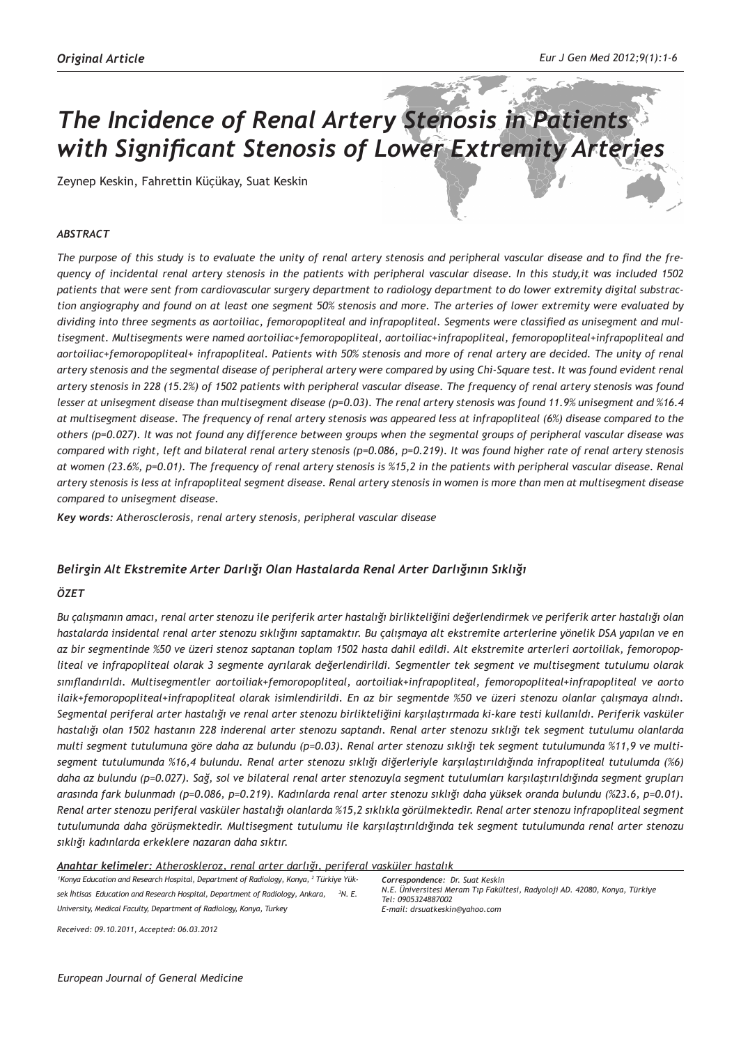*Original Article*

# *The Incidence of Renal Artery Stenosis in Patients with Significant Stenosis of Lower Extremity Arteries*

Zeynep Keskin, Fahrettin Küçükay, Suat Keskin

### *ABSTRACT*

*The purpose of this study is to evaluate the unity of renal artery stenosis and peripheral vascular disease and to find the frequency of incidental renal artery stenosis in the patients with peripheral vascular disease. In this study,it was included 1502 patients that were sent from cardiovascular surgery department to radiology department to do lower extremity digital substraction angiography and found on at least one segment 50% stenosis and more. The arteries of lower extremity were evaluated by dividing into three segments as aortoiliac, femoropopliteal and infrapopliteal. Segments were classified as unisegment and multisegment. Multisegments were named aortoiliac+femoropopliteal, aortoiliac+infrapopliteal, femoropopliteal+infrapopliteal and aortoiliac+femoropopliteal+ infrapopliteal. Patients with 50% stenosis and more of renal artery are decided. The unity of renal artery stenosis and the segmental disease of peripheral artery were compared by using Chi-Square test. It was found evident renal artery stenosis in 228 (15.2%) of 1502 patients with peripheral vascular disease. The frequency of renal artery stenosis was found lesser at unisegment disease than multisegment disease (p=0.03). The renal artery stenosis was found 11.9% unisegment and %16.4 at multisegment disease. The frequency of renal artery stenosis was appeared less at infrapopliteal (6%) disease compared to the others (p=0.027). It was not found any difference between groups when the segmental groups of peripheral vascular disease was compared with right, left and bilateral renal artery stenosis (p=0.086, p=0.219). It was found higher rate of renal artery stenosis at women (23.6%, p=0.01). The frequency of renal artery stenosis is %15,2 in the patients with peripheral vascular disease. Renal artery stenosis is less at infrapopliteal segment disease. Renal artery stenosis in women is more than men at multisegment disease compared to unisegment disease.*

***Key words:*** *Atherosclerosis, renal artery stenosis, peripheral vascular disease*

## *Belirgin Alt Ekstremite Arter Darlığı Olan Hastalarda Renal Arter Darlığının Sıklığı*

### *ÖZET*

*Bu çalışmanın amacı, renal arter stenozu ile periferik arter hastalığı birlikteliğini değerlendirmek ve periferik arter hastalığı olan hastalarda insidental renal arter stenozu sıklığını saptamaktır. Bu çalışmaya alt ekstremite arterlerine yönelik DSA yapılan ve en az bir segmentinde %50 ve üzeri stenoz saptanan toplam 1502 hasta dahil edildi. Alt ekstremite arterleri aortoiliak, femoropopliteal ve infrapopliteal olarak 3 segmente ayrılarak değerlendirildi. Segmentler tek segment ve multisegment tutulumu olarak sınıflandırıldı. Multisegmentler aortoiliak+femoropopliteal, aortoiliak+infrapopliteal, femoropopliteal+infrapopliteal ve aorto ilaik+femoropopliteal+infrapopliteal olarak isimlendirildi. En az bir segmentde %50 ve üzeri stenozu olanlar çalışmaya alındı. Segmental periferal arter hastalığı ve renal arter stenozu birlikteliğini karşılaştırmada ki-kare testi kullanıldı. Periferik vasküler hastalığı olan 1502 hastanın 228 inderenal arter stenozu saptandı. Renal arter stenozu sıklığı tek segment tutulumu olanlarda multi segment tutulumuna göre daha az bulundu (p=0.03). Renal arter stenozu sıklığı tek segment tutulumunda %11,9 ve multisegment tutulumunda %16,4 bulundu. Renal arter stenozu sıklığı diğerleriyle karşılaştırıldığında infrapopliteal tutulumda (%6) daha az bulundu (p=0.027). Sağ, sol ve bilateral renal arter stenozuyla segment tutulumları karşılaştırıldığında segment grupları arasında fark bulunmadı (p=0.086, p=0.219). Kadınlarda renal arter stenozu sıklığı daha yüksek oranda bulundu (%23.6, p=0.01). Renal arter stenozu periferal vasküler hastalığı olanlarda %15,2 sıklıkla görülmektedir. Renal arter stenozu infrapopliteal segment tutulumunda daha görüşmektedir. Multisegment tutulumu ile karşılaştırıldığında tek segment tutulumunda renal arter stenozu sıklığı kadınlarda erkeklere nazaran daha sıktır.*

***Anahtar kelimeler:*** *Atheroskleroz, renal arter darlığı, periferal vasküler hastalık*

*[1]Konya Education and Research Hospital, Department of Radiology, Konya, [2] Türkiye Yüksek İhtisas Education and Research Hospital, Department of Radiology, Ankara, [3]N. E. University, Medical Faculty, Department of Radiology, Konya, Turkey*

***Correspondence:*** *Dr. Suat Keskin*
*N.E. Üniversitesi Meram Tıp Fakültesi, Radyoloji AD. 42080, Konya, Türkiye*
*Tel: 0905324887002*
*E-mail: drsuatkeskin@yahoo.com*

*Received: 09.10.2011, Accepted: 06.03.2012*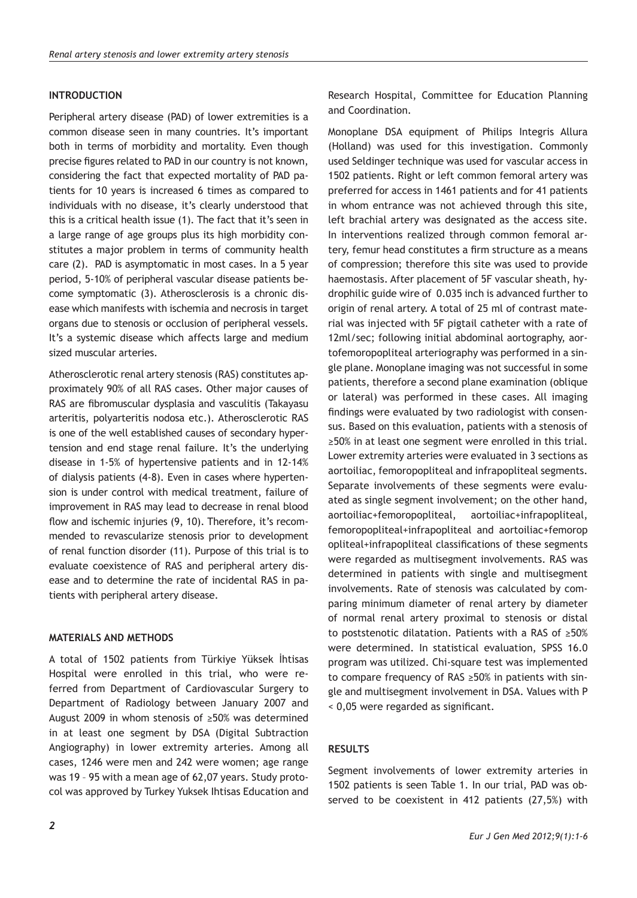## INTRODUCTION

Peripheral artery disease (PAD) of lower extremities is a common disease seen in many countries. It's important both in terms of morbidity and mortality. Even though precise figures related to PAD in our country is not known, considering the fact that expected mortality of PAD patients for 10 years is increased 6 times as compared to individuals with no disease, it's clearly understood that this is a critical health issue (1). The fact that it's seen in a large range of age groups plus its high morbidity constitutes a major problem in terms of community health care (2). PAD is asymptomatic in most cases. In a 5 year period, 5-10% of peripheral vascular disease patients become symptomatic (3). Atherosclerosis is a chronic disease which manifests with ischemia and necrosis in target organs due to stenosis or occlusion of peripheral vessels. It's a systemic disease which affects large and medium sized muscular arteries.

Atherosclerotic renal artery stenosis (RAS) constitutes approximately 90% of all RAS cases. Other major causes of RAS are fibromuscular dysplasia and vasculitis (Takayasu arteritis, polyarteritis nodosa etc.). Atherosclerotic RAS is one of the well established causes of secondary hypertension and end stage renal failure. It's the underlying disease in 1-5% of hypertensive patients and in 12-14% of dialysis patients (4-8). Even in cases where hypertension is under control with medical treatment, failure of improvement in RAS may lead to decrease in renal blood flow and ischemic injuries (9, 10). Therefore, it's recommended to revascularize stenosis prior to development of renal function disorder (11). Purpose of this trial is to evaluate coexistence of RAS and peripheral artery disease and to determine the rate of incidental RAS in patients with peripheral artery disease.

## MATERIALS AND METHODS

A total of 1502 patients from Türkiye Yüksek İhtisas Hospital were enrolled in this trial, who were referred from Department of Cardiovascular Surgery to Department of Radiology between January 2007 and August 2009 in whom stenosis of ≥50% was determined in at least one segment by DSA (Digital Subtraction Angiography) in lower extremity arteries. Among all cases, 1246 were men and 242 were women; age range was 19 – 95 with a mean age of 62,07 years. Study protocol was approved by Turkey Yuksek Ihtisas Education and Research Hospital, Committee for Education Planning and Coordination.

Monoplane DSA equipment of Philips Integris Allura (Holland) was used for this investigation. Commonly used Seldinger technique was used for vascular access in 1502 patients. Right or left common femoral artery was preferred for access in 1461 patients and for 41 patients in whom entrance was not achieved through this site, left brachial artery was designated as the access site. In interventions realized through common femoral artery, femur head constitutes a firm structure as a means of compression; therefore this site was used to provide haemostasis. After placement of 5F vascular sheath, hydrophilic guide wire of 0.035 inch is advanced further to origin of renal artery. A total of 25 ml of contrast material was injected with 5F pigtail catheter with a rate of 12ml/sec; following initial abdominal aortography, aortofemoropopliteal arteriography was performed in a single plane. Monoplane imaging was not successful in some patients, therefore a second plane examination (oblique or lateral) was performed in these cases. All imaging findings were evaluated by two radiologist with consensus. Based on this evaluation, patients with a stenosis of ≥50% in at least one segment were enrolled in this trial. Lower extremity arteries were evaluated in 3 sections as aortoiliac, femoropopliteal and infrapopliteal segments. Separate involvements of these segments were evaluated as single segment involvement; on the other hand, aortoiliac+femoropopliteal, aortoiliac+infrapopliteal, femoropopliteal+infrapopliteal and aortoiliac+femoropopliteal+infrapopliteal classifications of these segments were regarded as multisegment involvements. RAS was determined in patients with single and multisegment involvements. Rate of stenosis was calculated by comparing minimum diameter of renal artery by diameter of normal renal artery proximal to stenosis or distal to poststenotic dilatation. Patients with a RAS of ≥50% were determined. In statistical evaluation, SPSS 16.0 program was utilized. Chi-square test was implemented to compare frequency of RAS ≥50% in patients with single and multisegment involvement in DSA. Values with $P < 0,05$ were regarded as significant.

## RESULTS

Segment involvements of lower extremity arteries in 1502 patients is seen Table 1. In our trial, PAD was observed to be coexistent in 412 patients (27,5%) with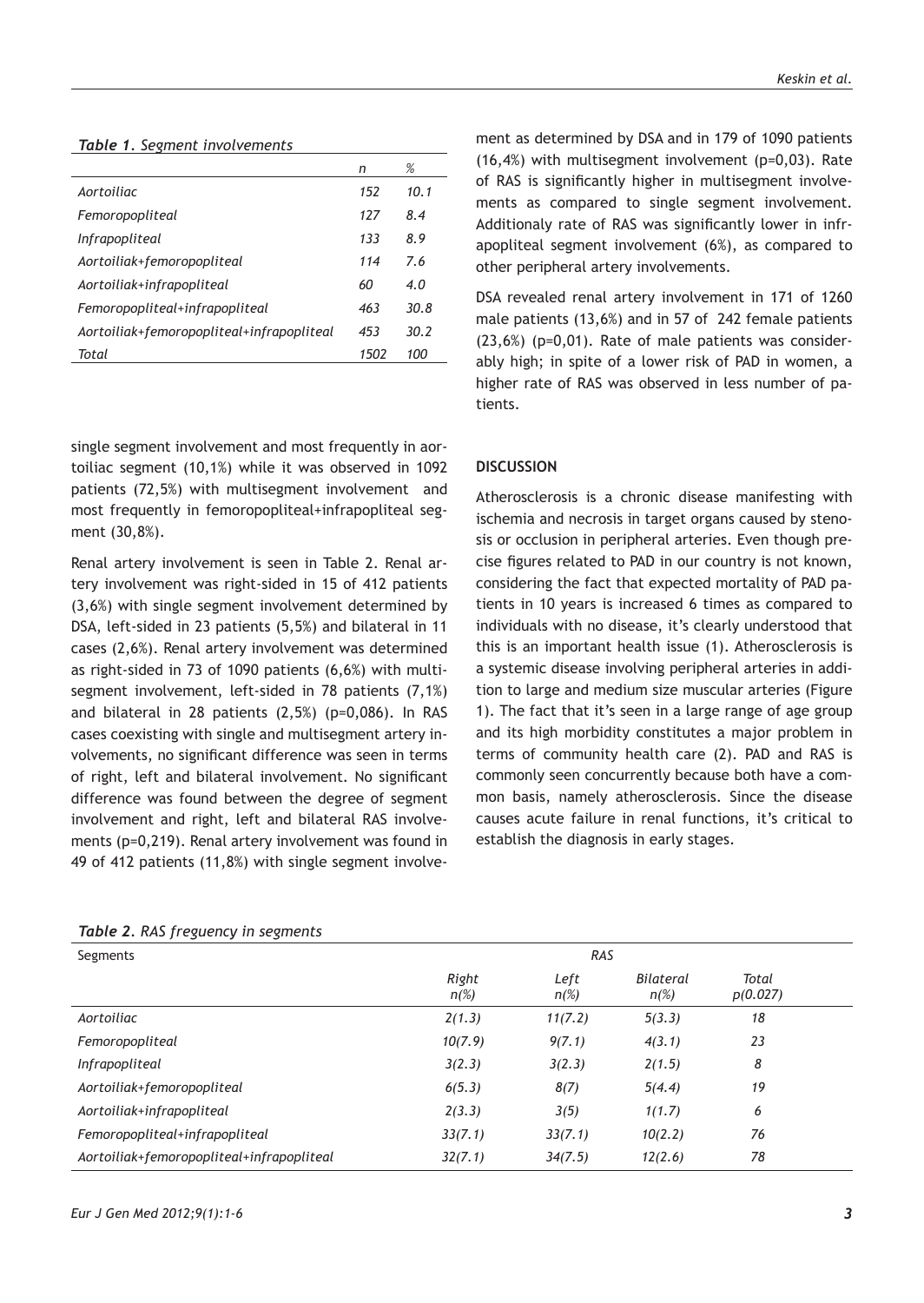*Table 1. Segment involvements*

| | n | % |
|---|---|---|
| Aortoiliac | 152 | 10.1 |
| Femoropopliteal | 127 | 8.4 |
| Infrapopliteal | 133 | 8.9 |
| Aortoiliak+femoropopliteal | 114 | 7.6 |
| Aortoiliak+infrapopliteal | 60 | 4.0 |
| Femoropopliteal+infrapopliteal | 463 | 30.8 |
| Aortoiliak+femoropopliteal+infrapopliteal | 453 | 30.2 |
| Total | 1502 | 100 |

single segment involvement and most frequently in aortoiliac segment (10,1%) while it was observed in 1092 patients (72,5%) with multisegment involvement and most frequently in femoropopliteal+infrapopliteal segment (30,8%).

Renal artery involvement is seen in Table 2. Renal artery involvement was right-sided in 15 of 412 patients (3,6%) with single segment involvement determined by DSA, left-sided in 23 patients (5,5%) and bilateral in 11 cases (2,6%). Renal artery involvement was determined as right-sided in 73 of 1090 patients (6,6%) with multisegment involvement, left-sided in 78 patients (7,1%) and bilateral in 28 patients (2,5%) (p=0,086). In RAS cases coexisting with single and multisegment artery involvements, no significant difference was seen in terms of right, left and bilateral involvement. No significant difference was found between the degree of segment involvement and right, left and bilateral RAS involvements (p=0,219). Renal artery involvement was found in 49 of 412 patients (11,8%) with single segment involvement as determined by DSA and in 179 of 1090 patients (16,4%) with multisegment involvement (p=0,03). Rate of RAS is significantly higher in multisegment involvements as compared to single segment involvement. Additionaly rate of RAS was significantly lower in infrapopliteal segment involvement (6%), as compared to other peripheral artery involvements.

DSA revealed renal artery involvement in 171 of 1260 male patients (13,6%) and in 57 of 242 female patients (23,6%) (p=0,01). Rate of male patients was considerably high; in spite of a lower risk of PAD in women, a higher rate of RAS was observed in less number of patients.

## DISCUSSION

Atherosclerosis is a chronic disease manifesting with ischemia and necrosis in target organs caused by stenosis or occlusion in peripheral arteries. Even though precise figures related to PAD in our country is not known, considering the fact that expected mortality of PAD patients in 10 years is increased 6 times as compared to individuals with no disease, it's clearly understood that this is an important health issue (1). Atherosclerosis is a systemic disease involving peripheral arteries in addition to large and medium size muscular arteries (Figure 1). The fact that it's seen in a large range of age group and its high morbidity constitutes a major problem in terms of community health care (2). PAD and RAS is commonly seen concurrently because both have a common basis, namely atherosclerosis. Since the disease causes acute failure in renal functions, it's critical to establish the diagnosis in early stages.

*Table 2. RAS freguency in segments*

| Segments | RAS | | | |
|---|---|---|---|---|
| | Right n(%) | Left n(%) | Bilateral n(%) | Total p(0.027) |
| Aortoiliac | 2(1.3) | 11(7.2) | 5(3.3) | 18 |
| Femoropopliteal | 10(7.9) | 9(7.1) | 4(3.1) | 23 |
| Infrapopliteal | 3(2.3) | 3(2.3) | 2(1.5) | 8 |
| Aortoiliak+femoropopliteal | 6(5.3) | 8(7) | 5(4.4) | 19 |
| Aortoiliak+infrapopliteal | 2(3.3) | 3(5) | 1(1.7) | 6 |
| Femoropopliteal+infrapopliteal | 33(7.1) | 33(7.1) | 10(2.2) | 76 |
| Aortoiliak+femoropopliteal+infrapopliteal | 32(7.1) | 34(7.5) | 12(2.6) | 78 |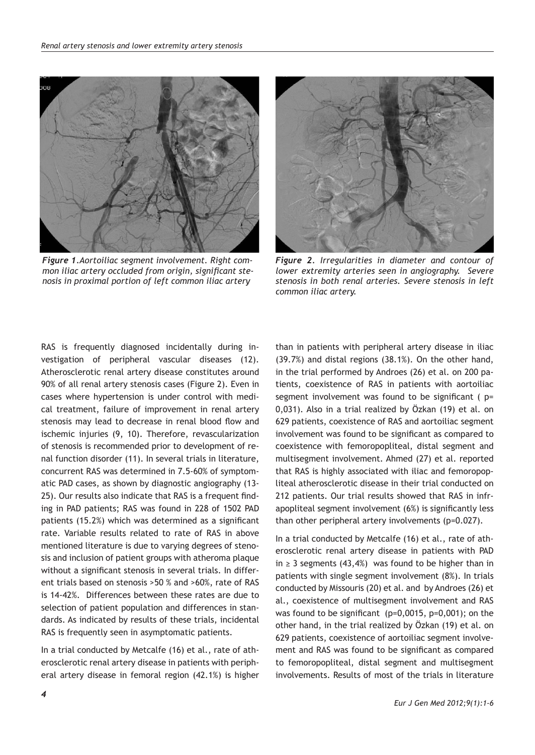*Figure 1.Aortoiliac segment involvement. Right common iliac artery occluded from origin, significant stenosis in proximal portion of left common iliac artery*

*Figure 2. Irregularities in diameter and contour of lower extremity arteries seen in angiography. Severe stenosis in both renal arteries. Severe stenosis in left common iliac artery.*

RAS is frequently diagnosed incidentally during investigation of peripheral vascular diseases (12). Atherosclerotic renal artery disease constitutes around 90% of all renal artery stenosis cases (Figure 2). Even in cases where hypertension is under control with medical treatment, failure of improvement in renal artery stenosis may lead to decrease in renal blood flow and ischemic injuries (9, 10). Therefore, revascularization of stenosis is recommended prior to development of renal function disorder (11). In several trials in literature, concurrent RAS was determined in 7.5-60% of symptomatic PAD cases, as shown by diagnostic angiography (13-25). Our results also indicate that RAS is a frequent finding in PAD patients; RAS was found in 228 of 1502 PAD patients (15.2%) which was determined as a significant rate. Variable results related to rate of RAS in above mentioned literature is due to varying degrees of stenosis and inclusion of patient groups with atheroma plaque without a significant stenosis in several trials. In different trials based on stenosis >50 % and >60%, rate of RAS is 14-42%. Differences between these rates are due to selection of patient population and differences in standards. As indicated by results of these trials, incidental RAS is frequently seen in asymptomatic patients.

In a trial conducted by Metcalfe (16) et al., rate of atherosclerotic renal artery disease in patients with peripheral artery disease in femoral region (42.1%) is higher than in patients with peripheral artery disease in iliac (39.7%) and distal regions (38.1%). On the other hand, in the trial performed by Androes (26) et al. on 200 patients, coexistence of RAS in patients with aortoiliac segment involvement was found to be significant ( p= 0,031). Also in a trial realized by Özkan (19) et al. on 629 patients, coexistence of RAS and aortoiliac segment involvement was found to be significant as compared to coexistence with femoropopliteal, distal segment and multisegment involvement. Ahmed (27) et al. reported that RAS is highly associated with iliac and femoropopliteal atherosclerotic disease in their trial conducted on 212 patients. Our trial results showed that RAS in infrapopliteal segment involvement (6%) is significantly less than other peripheral artery involvements (p=0.027).

In a trial conducted by Metcalfe (16) et al., rate of atherosclerotic renal artery disease in patients with PAD in ≥ 3 segments (43,4%) was found to be higher than in patients with single segment involvement (8%). In trials conducted by Missouris (20) et al. and by Androes (26) et al., coexistence of multisegment involvement and RAS was found to be significant (p=0,0015, p=0,001); on the other hand, in the trial realized by Özkan (19) et al. on 629 patients, coexistence of aortoiliac segment involvement and RAS was found to be significant as compared to femoropopliteal, distal segment and multisegment involvements. Results of most of the trials in literature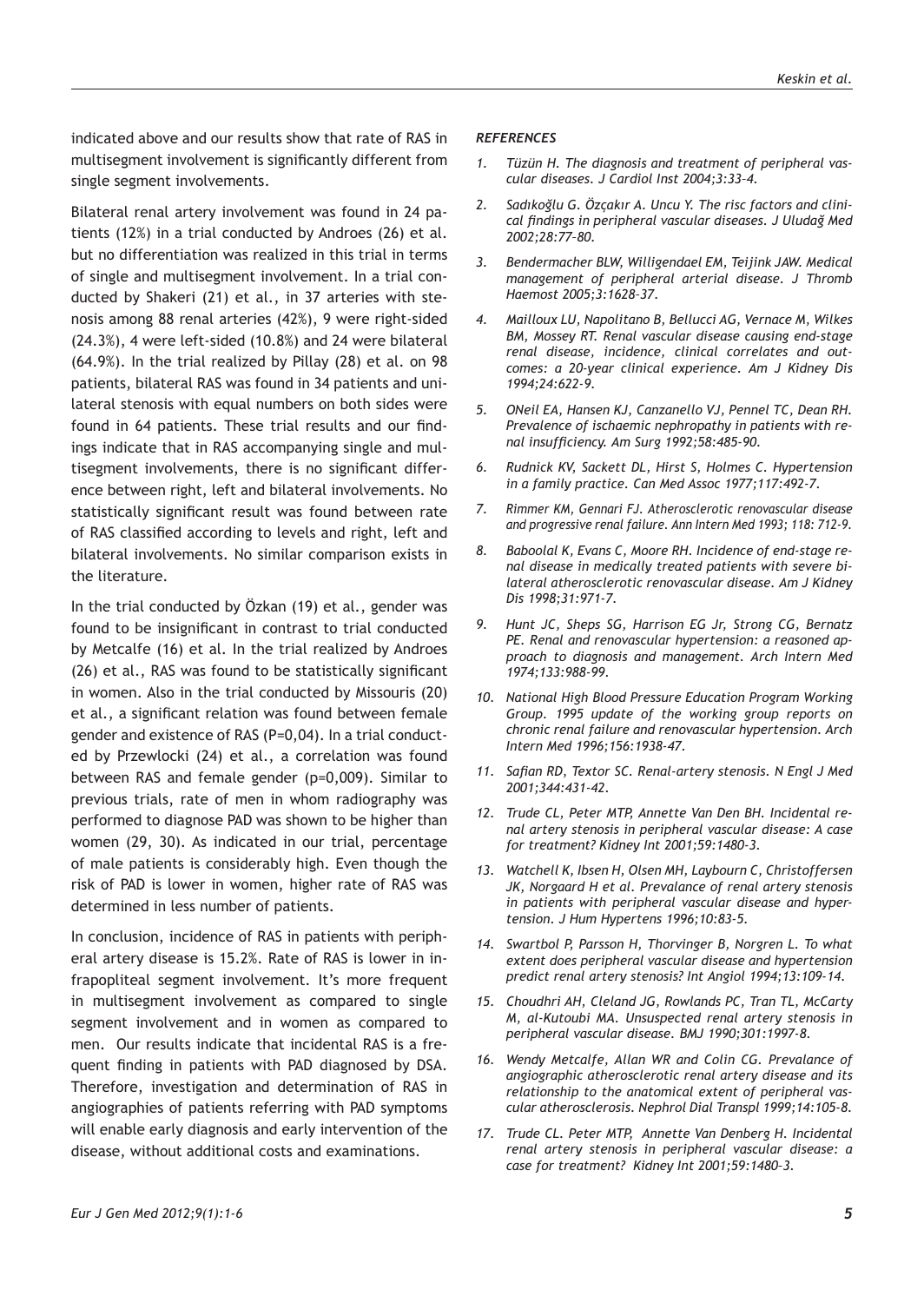indicated above and our results show that rate of RAS in multisegment involvement is significantly different from single segment involvements.

Bilateral renal artery involvement was found in 24 patients (12%) in a trial conducted by Androes (26) et al. but no differentiation was realized in this trial in terms of single and multisegment involvement. In a trial conducted by Shakeri (21) et al., in 37 arteries with stenosis among 88 renal arteries (42%), 9 were right-sided (24.3%), 4 were left-sided (10.8%) and 24 were bilateral (64.9%). In the trial realized by Pillay (28) et al. on 98 patients, bilateral RAS was found in 34 patients and unilateral stenosis with equal numbers on both sides were found in 64 patients. These trial results and our findings indicate that in RAS accompanying single and multisegment involvements, there is no significant difference between right, left and bilateral involvements. No statistically significant result was found between rate of RAS classified according to levels and right, left and bilateral involvements. No similar comparison exists in the literature.

In the trial conducted by Özkan (19) et al., gender was found to be insignificant in contrast to trial conducted by Metcalfe (16) et al. In the trial realized by Androes (26) et al., RAS was found to be statistically significant in women. Also in the trial conducted by Missouris (20) et al., a significant relation was found between female gender and existence of RAS (P=0,04). In a trial conducted by Przewlocki (24) et al., a correlation was found between RAS and female gender (p=0,009). Similar to previous trials, rate of men in whom radiography was performed to diagnose PAD was shown to be higher than women (29, 30). As indicated in our trial, percentage of male patients is considerably high. Even though the risk of PAD is lower in women, higher rate of RAS was determined in less number of patients.

In conclusion, incidence of RAS in patients with peripheral artery disease is 15.2%. Rate of RAS is lower in infrapopliteal segment involvement. It's more frequent in multisegment involvement as compared to single segment involvement and in women as compared to men. Our results indicate that incidental RAS is a frequent finding in patients with PAD diagnosed by DSA. Therefore, investigation and determination of RAS in angiographies of patients referring with PAD symptoms will enable early diagnosis and early intervention of the disease, without additional costs and examinations.

### *REFERENCES*

1. *Tüzün H. The diagnosis and treatment of peripheral vascular diseases. J Cardiol Inst 2004;3:33-4.*
2. *Sadıkoğlu G. Özçakır A. Uncu Y. The risc factors and clinical findings in peripheral vascular diseases. J Uludağ Med 2002;28:77-80.*
3. *Bendermacher BLW, Willigendael EM, Teijink JAW. Medical management of peripheral arterial disease. J Thromb Haemost 2005;3:1628-37.*
4. *Mailloux LU, Napolitano B, Bellucci AG, Vernace M, Wilkes BM, Mossey RT. Renal vascular disease causing end-stage renal disease, incidence, clinical correlates and outcomes: a 20-year clinical experience. Am J Kidney Dis 1994;24:622-9.*
5. *ONeil EA, Hansen KJ, Canzanello VJ, Pennel TC, Dean RH. Prevalence of ischaemic nephropathy in patients with renal insufficiency. Am Surg 1992;58:485-90.*
6. *Rudnick KV, Sackett DL, Hirst S, Holmes C. Hypertension in a family practice. Can Med Assoc 1977;117:492-7.*
7. *Rimmer KM, Gennari FJ. Atherosclerotic renovascular disease and progressive renal failure. Ann Intern Med 1993; 118: 712-9.*
8. *Baboolal K, Evans C, Moore RH. Incidence of end-stage renal disease in medically treated patients with severe bilateral atherosclerotic renovascular disease. Am J Kidney Dis 1998;31:971-7.*
9. *Hunt JC, Sheps SG, Harrison EG Jr, Strong CG, Bernatz PE. Renal and renovascular hypertension: a reasoned approach to diagnosis and management. Arch Intern Med 1974;133:988-99.*
10. *National High Blood Pressure Education Program Working Group. 1995 update of the working group reports on chronic renal failure and renovascular hypertension. Arch Intern Med 1996;156:1938-47.*
11. *Safian RD, Textor SC. Renal-artery stenosis. N Engl J Med 2001;344:431-42.*
12. *Trude CL, Peter MTP, Annette Van Den BH. Incidental renal artery stenosis in peripheral vascular disease: A case for treatment? Kidney Int 2001;59:1480-3.*
13. *Watchell K, Ibsen H, Olsen MH, Laybourn C, Christoffersen JK, Norgaard H et al. Prevalance of renal artery stenosis in patients with peripheral vascular disease and hypertension. J Hum Hypertens 1996;10:83-5.*
14. *Swartbol P, Parsson H, Thorvinger B, Norgren L. To what extent does peripheral vascular disease and hypertension predict renal artery stenosis? Int Angiol 1994;13:109-14.*
15. *Choudhri AH, Cleland JG, Rowlands PC, Tran TL, McCarty M, al-Kutoubi MA. Unsuspected renal artery stenosis in peripheral vascular disease. BMJ 1990;301:1997-8.*
16. *Wendy Metcalfe, Allan WR and Colin CG. Prevalance of angiographic atherosclerotic renal artery disease and its relationship to the anatomical extent of peripheral vascular atherosclerosis. Nephrol Dial Transpl 1999;14:105-8.*
17. *Trude CL. Peter MTP, Annette Van Denberg H. Incidental renal artery stenosis in peripheral vascular disease: a case for treatment? Kidney Int 2001;59:1480–3.*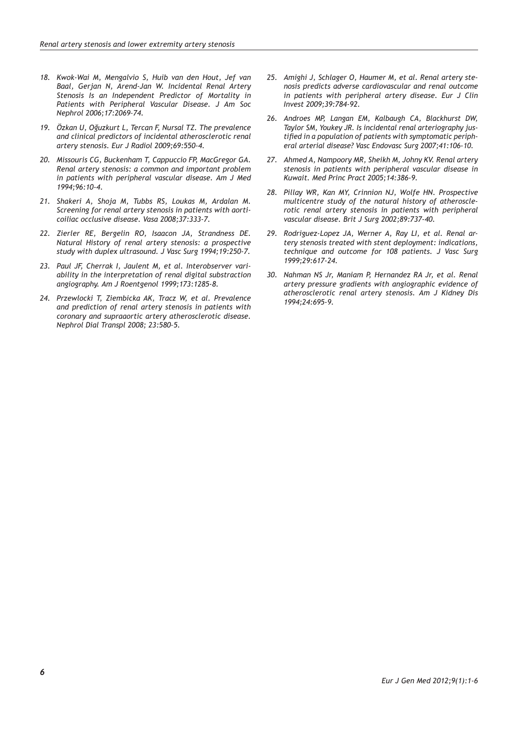18. Kwok-Wai M, Mengalvio S, Huib van den Hout, Jef van Baal, Gerjan N, Arend-Jan W. Incidental Renal Artery Stenosis Is an Independent Predictor of Mortality in Patients with Peripheral Vascular Disease. J Am Soc Nephrol 2006;17:2069–74.
19. Özkan U, Oğuzkurt L, Tercan F, Nursal TZ. The prevalence and clinical predictors of incidental atherosclerotic renal artery stenosis. Eur J Radiol 2009;69:550-4.
20. Missouris CG, Buckenham T, Cappuccio FP, MacGregor GA. Renal artery stenosis: a common and important problem in patients with peripheral vascular disease. Am J Med 1994;96:10-4.
21. Shakeri A, Shoja M, Tubbs RS, Loukas M, Ardalan M. Screening for renal artery stenosis in patients with aorticoiliac occlusive disease. Vasa 2008;37:333-7.
22. Zierler RE, Bergelin RO, Isaacon JA, Strandness DE. Natural History of renal artery stenosis: a prospective study with duplex ultrasound. J Vasc Surg 1994;19:250-7.
23. Paul JF, Cherrak I, Jaulent M, et al. Interobserver variability in the interpretation of renal digital substraction angiography. Am J Roentgenol 1999;173:1285-8.
24. Przewlocki T, Ziembicka AK, Tracz W, et al. Prevalence and prediction of renal artery stenosis in patients with coronary and supraaortic artery atherosclerotic disease. Nephrol Dial Transpl 2008; 23:580–5.
25. Amighi J, Schlager O, Haumer M, et al. Renal artery stenosis predicts adverse cardiovascular and renal outcome in patients with peripheral artery disease. Eur J Clin Invest 2009;39:784-92.
26. Androes MP, Langan EM, Kalbaugh CA, Blackhurst DW, Taylor SM, Youkey JR. Is incidental renal arteriography justified in a population of patients with symptomatic peripheral arterial disease? Vasc Endovasc Surg 2007;41:106-10.
27. Ahmed A, Nampoory MR, Sheikh M, Johny KV. Renal artery stenosis in patients with peripheral vascular disease in Kuwait. Med Princ Pract 2005;14:386-9.
28. Pillay WR, Kan MY, Crinnion NJ, Wolfe HN. Prospective multicentre study of the natural history of atherosclerotic renal artery stenosis in patients with peripheral vascular disease. Brit J Surg 2002;89:737-40.
29. Rodriguez-Lopez JA, Werner A, Ray LI, et al. Renal artery stenosis treated with stent deployment: indications, technique and outcome for 108 patients. J Vasc Surg 1999;29:617-24.
30. Nahman NS Jr, Maniam P, Hernandez RA Jr, et al. Renal artery pressure gradients with angiographic evidence of atherosclerotic renal artery stenosis. Am J Kidney Dis 1994;24:695-9.